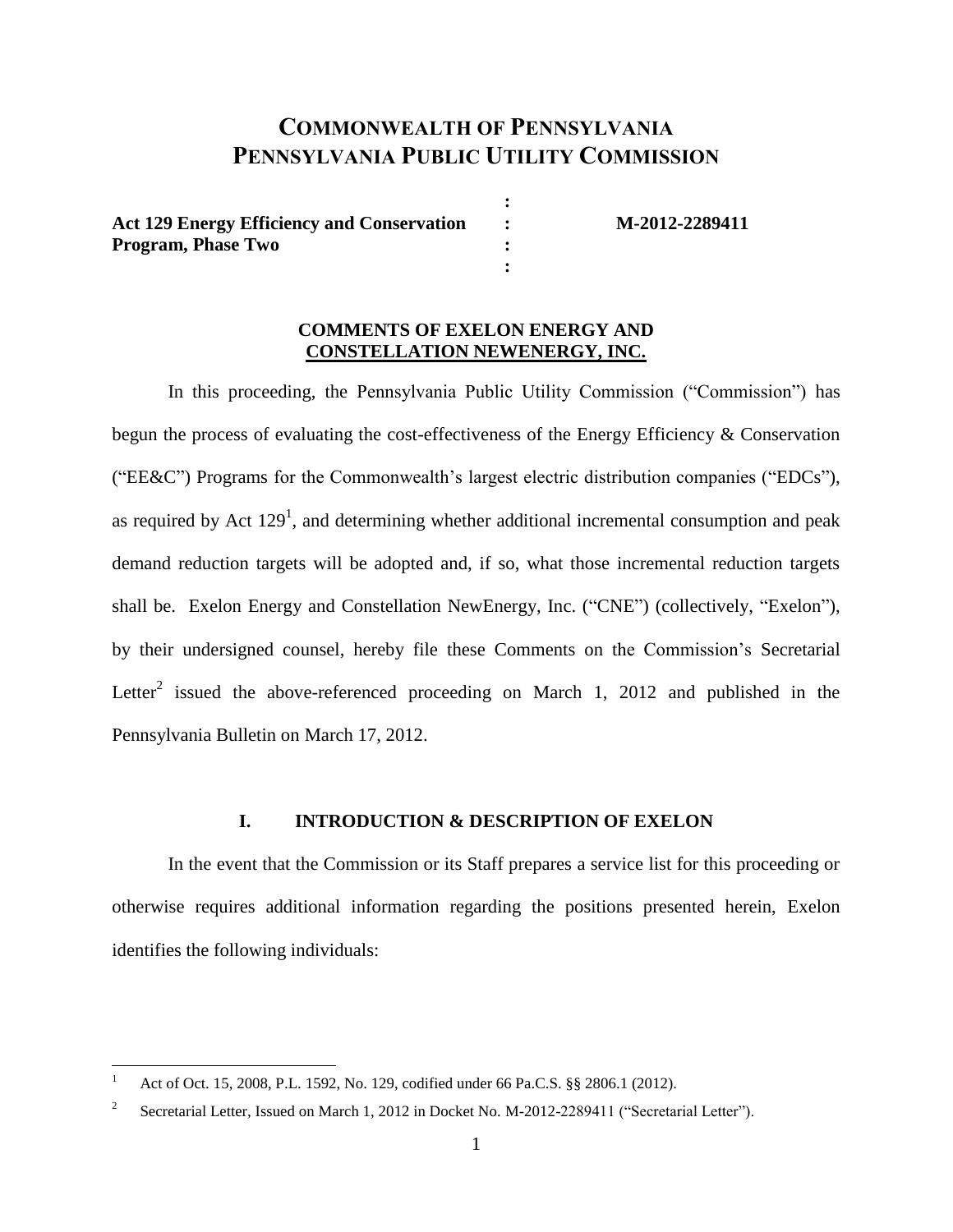# COMMONWEALTH OF PENNSYLVANIA
# PENNSYLVANIA PUBLIC UTILITY COMMISSION

| | | |
|---|---|---|
| **Act 129 Energy Efficiency and Conservation Program, Phase Two** | : | **M-2012-2289411** |

**COMMENTS OF EXELON ENERGY AND CONSTELLATION NEWENERGY, INC.**

In this proceeding, the Pennsylvania Public Utility Commission ("Commission") has begun the process of evaluating the cost-effectiveness of the Energy Efficiency & Conservation ("EE&C") Programs for the Commonwealth's largest electric distribution companies ("EDCs"), as required by Act 129[1], and determining whether additional incremental consumption and peak demand reduction targets will be adopted and, if so, what those incremental reduction targets shall be. Exelon Energy and Constellation NewEnergy, Inc. ("CNE") (collectively, "Exelon"), by their undersigned counsel, hereby file these Comments on the Commission's Secretarial Letter[2] issued the above-referenced proceeding on March 1, 2012 and published in the Pennsylvania Bulletin on March 17, 2012.

## I. INTRODUCTION & DESCRIPTION OF EXELON

In the event that the Commission or its Staff prepares a service list for this proceeding or otherwise requires additional information regarding the positions presented herein, Exelon identifies the following individuals:

---

[1] Act of Oct. 15, 2008, P.L. 1592, No. 129, codified under 66 Pa.C.S. §§ 2806.1 (2012).

[2] Secretarial Letter, Issued on March 1, 2012 in Docket No. M-2012-2289411 ("Secretarial Letter").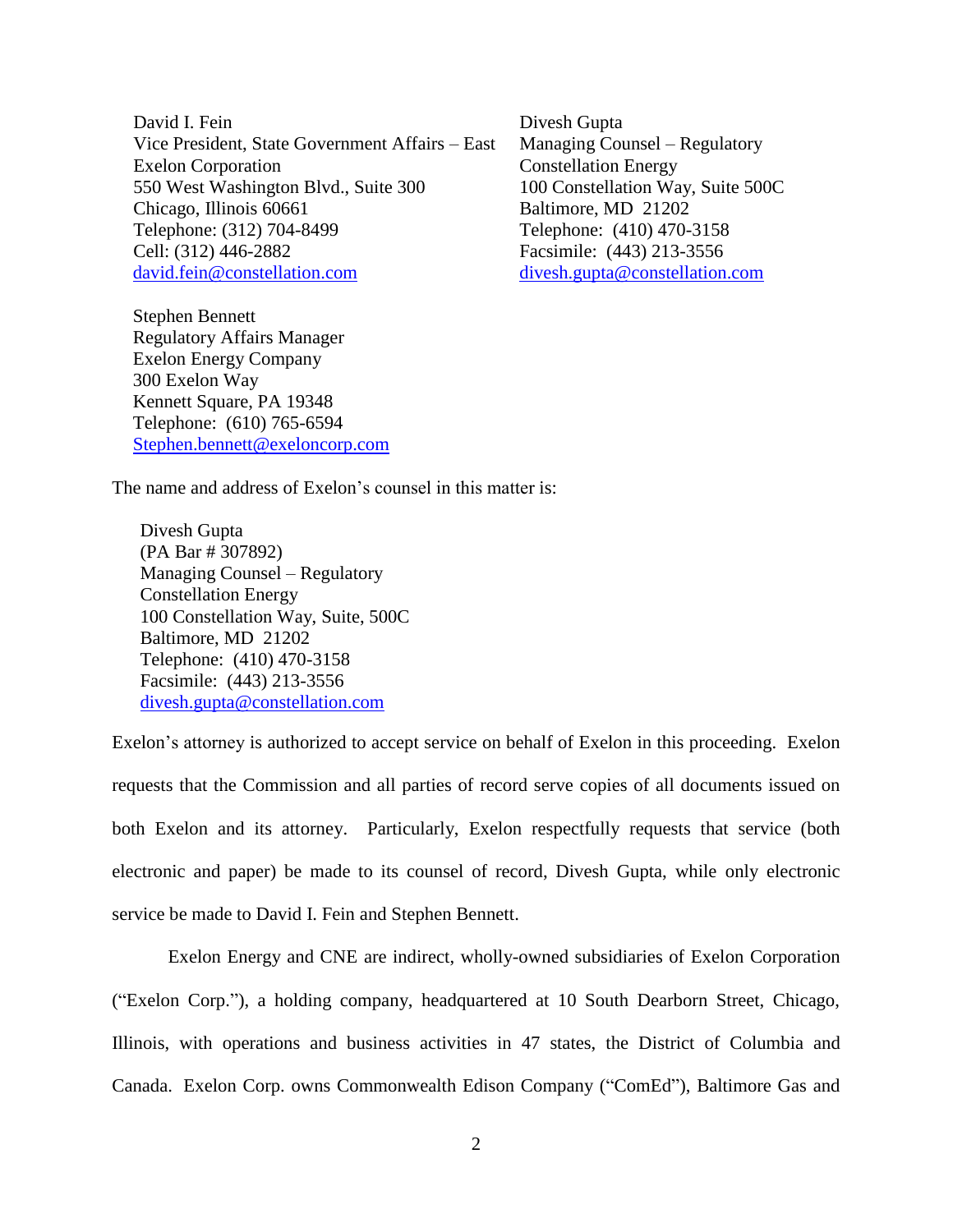David I. Fein
Vice President, State Government Affairs – East
Exelon Corporation
550 West Washington Blvd., Suite 300
Chicago, Illinois 60661
Telephone: (312) 704-8499
Cell: (312) 446-2882
david.fein@constellation.com

Divesh Gupta
Managing Counsel – Regulatory
Constellation Energy
100 Constellation Way, Suite 500C
Baltimore, MD 21202
Telephone: (410) 470-3158
Facsimile: (443) 213-3556
divesh.gupta@constellation.com

Stephen Bennett
Regulatory Affairs Manager
Exelon Energy Company
300 Exelon Way
Kennett Square, PA 19348
Telephone: (610) 765-6594
Stephen.bennett@exeloncorp.com

The name and address of Exelon's counsel in this matter is:

Divesh Gupta
(PA Bar # 307892)
Managing Counsel – Regulatory
Constellation Energy
100 Constellation Way, Suite, 500C
Baltimore, MD 21202
Telephone: (410) 470-3158
Facsimile: (443) 213-3556
divesh.gupta@constellation.com

Exelon's attorney is authorized to accept service on behalf of Exelon in this proceeding. Exelon requests that the Commission and all parties of record serve copies of all documents issued on both Exelon and its attorney. Particularly, Exelon respectfully requests that service (both electronic and paper) be made to its counsel of record, Divesh Gupta, while only electronic service be made to David I. Fein and Stephen Bennett.

Exelon Energy and CNE are indirect, wholly-owned subsidiaries of Exelon Corporation ("Exelon Corp."), a holding company, headquartered at 10 South Dearborn Street, Chicago, Illinois, with operations and business activities in 47 states, the District of Columbia and Canada. Exelon Corp. owns Commonwealth Edison Company ("ComEd"), Baltimore Gas and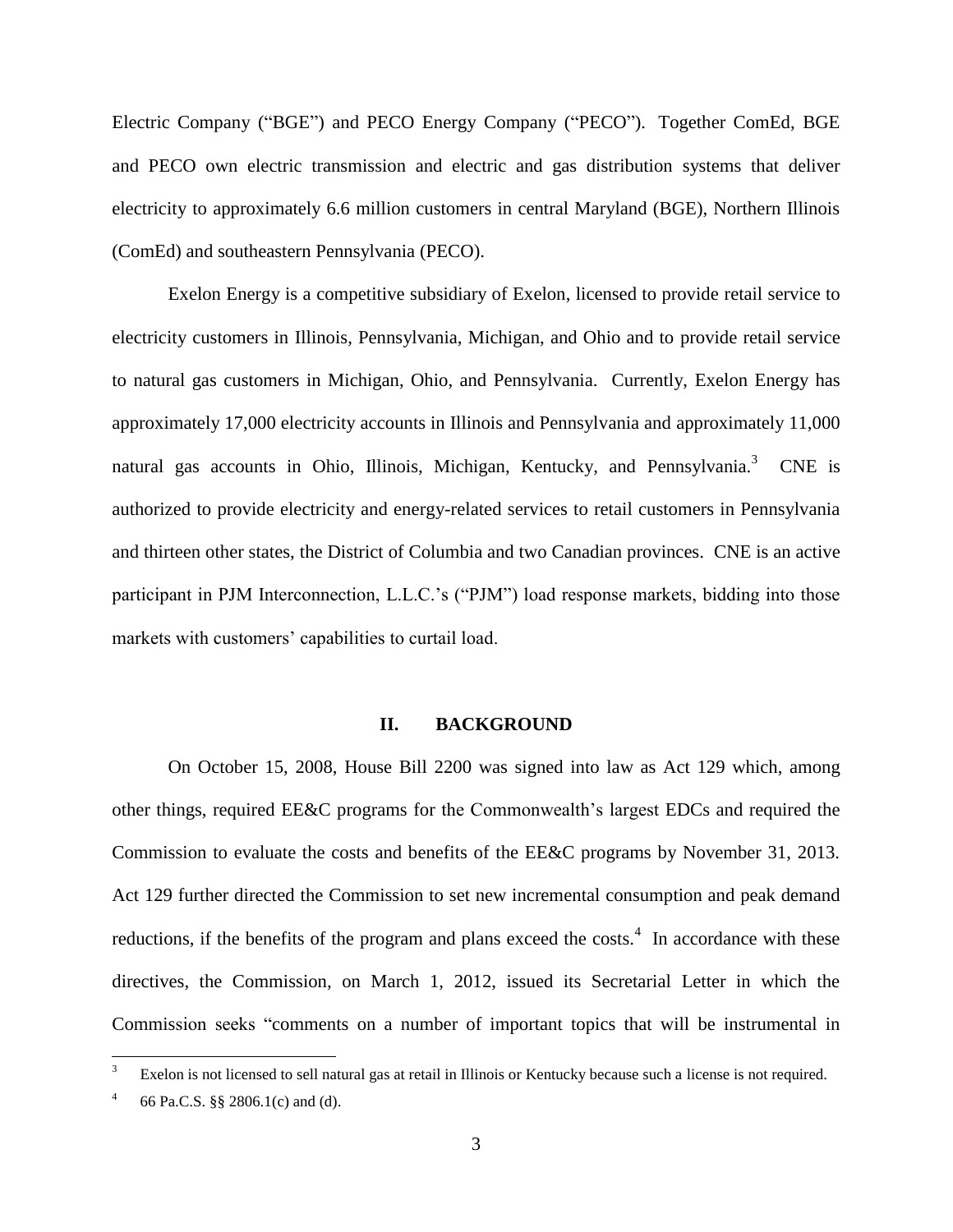Electric Company ("BGE") and PECO Energy Company ("PECO"). Together ComEd, BGE and PECO own electric transmission and electric and gas distribution systems that deliver electricity to approximately 6.6 million customers in central Maryland (BGE), Northern Illinois (ComEd) and southeastern Pennsylvania (PECO).

Exelon Energy is a competitive subsidiary of Exelon, licensed to provide retail service to electricity customers in Illinois, Pennsylvania, Michigan, and Ohio and to provide retail service to natural gas customers in Michigan, Ohio, and Pennsylvania. Currently, Exelon Energy has approximately 17,000 electricity accounts in Illinois and Pennsylvania and approximately 11,000 natural gas accounts in Ohio, Illinois, Michigan, Kentucky, and Pennsylvania.[3] CNE is authorized to provide electricity and energy-related services to retail customers in Pennsylvania and thirteen other states, the District of Columbia and two Canadian provinces. CNE is an active participant in PJM Interconnection, L.L.C.'s ("PJM") load response markets, bidding into those markets with customers' capabilities to curtail load.

## II. BACKGROUND

On October 15, 2008, House Bill 2200 was signed into law as Act 129 which, among other things, required EE&C programs for the Commonwealth's largest EDCs and required the Commission to evaluate the costs and benefits of the EE&C programs by November 31, 2013. Act 129 further directed the Commission to set new incremental consumption and peak demand reductions, if the benefits of the program and plans exceed the costs.[4] In accordance with these directives, the Commission, on March 1, 2012, issued its Secretarial Letter in which the Commission seeks "comments on a number of important topics that will be instrumental in

[3] Exelon is not licensed to sell natural gas at retail in Illinois or Kentucky because such a license is not required.

[4] 66 Pa.C.S. §§ 2806.1(c) and (d).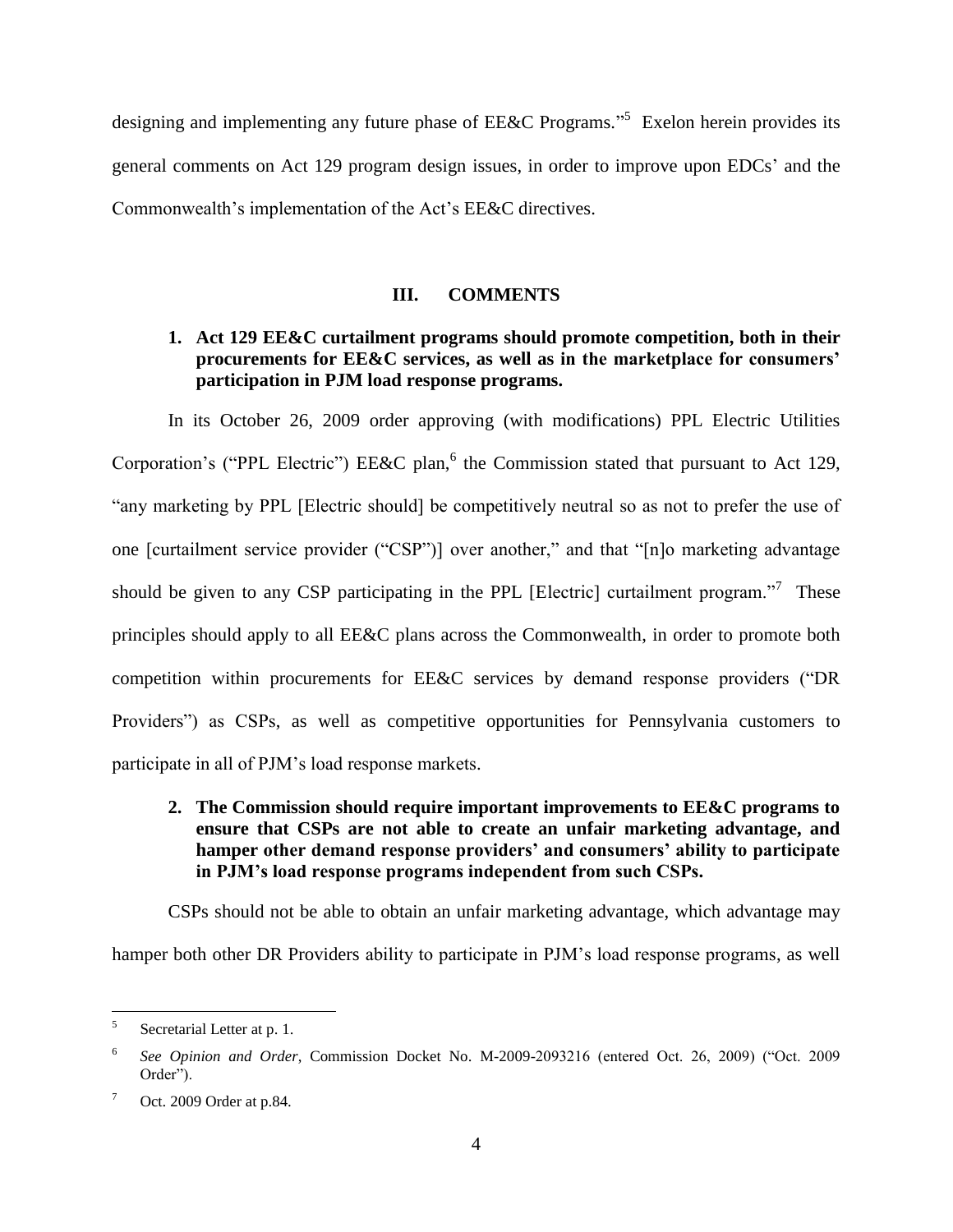designing and implementing any future phase of EE&C Programs."[5] Exelon herein provides its general comments on Act 129 program design issues, in order to improve upon EDCs' and the Commonwealth's implementation of the Act's EE&C directives.

## III. COMMENTS

**1. Act 129 EE&C curtailment programs should promote competition, both in their procurements for EE&C services, as well as in the marketplace for consumers' participation in PJM load response programs.**

In its October 26, 2009 order approving (with modifications) PPL Electric Utilities Corporation's ("PPL Electric") EE&C plan,[6] the Commission stated that pursuant to Act 129, "any marketing by PPL [Electric should] be competitively neutral so as not to prefer the use of one [curtailment service provider ("CSP")] over another," and that "[n]o marketing advantage should be given to any CSP participating in the PPL [Electric] curtailment program."[7] These principles should apply to all EE&C plans across the Commonwealth, in order to promote both competition within procurements for EE&C services by demand response providers ("DR Providers") as CSPs, as well as competitive opportunities for Pennsylvania customers to participate in all of PJM's load response markets.

**2. The Commission should require important improvements to EE&C programs to ensure that CSPs are not able to create an unfair marketing advantage, and hamper other demand response providers' and consumers' ability to participate in PJM's load response programs independent from such CSPs.**

CSPs should not be able to obtain an unfair marketing advantage, which advantage may hamper both other DR Providers ability to participate in PJM's load response programs, as well

---

[5] Secretarial Letter at p. 1.

[6] *See Opinion and Order*, Commission Docket No. M-2009-2093216 (entered Oct. 26, 2009) ("Oct. 2009 Order").

[7] Oct. 2009 Order at p.84.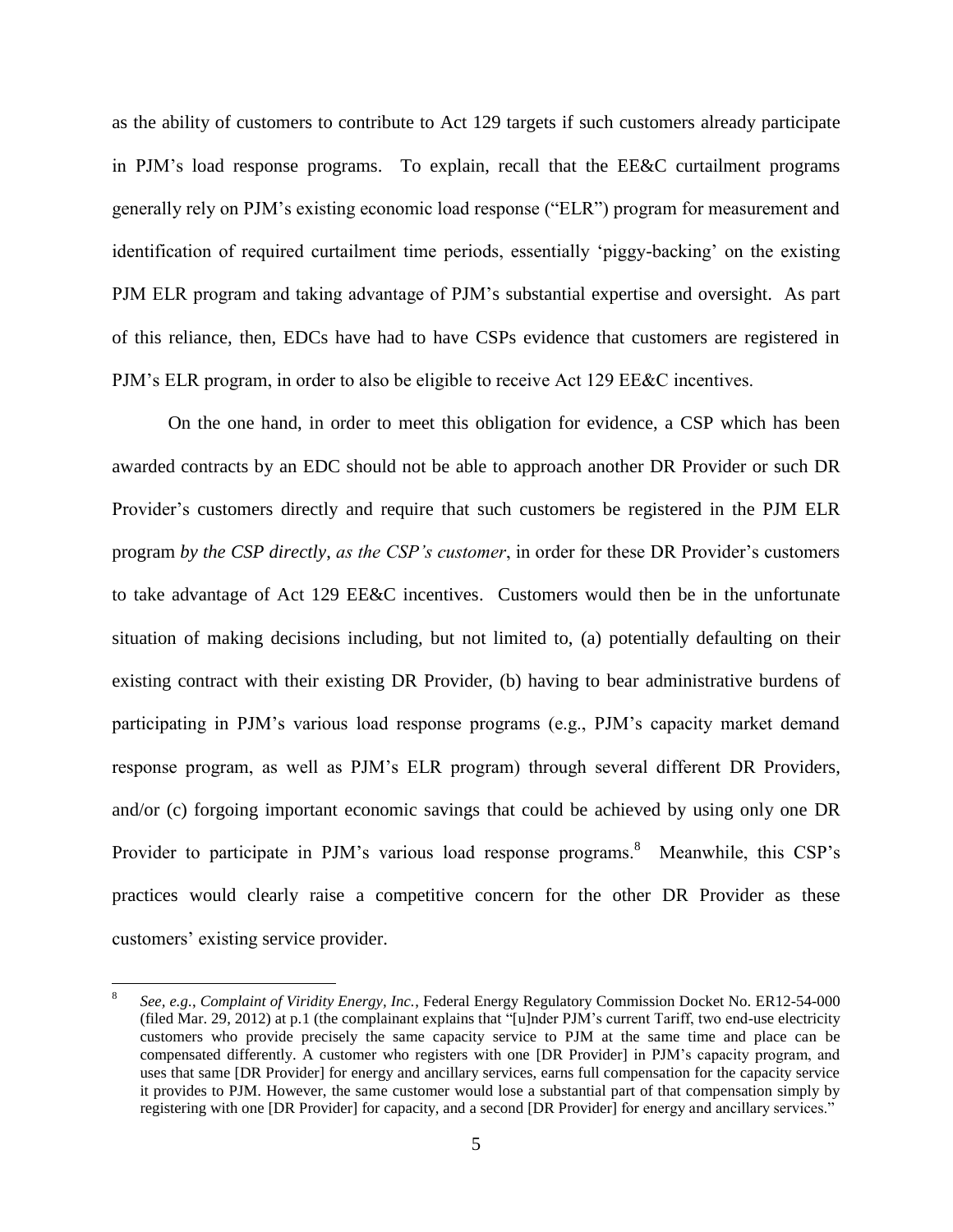as the ability of customers to contribute to Act 129 targets if such customers already participate in PJM's load response programs. To explain, recall that the EE&C curtailment programs generally rely on PJM's existing economic load response ("ELR") program for measurement and identification of required curtailment time periods, essentially 'piggy-backing' on the existing PJM ELR program and taking advantage of PJM's substantial expertise and oversight. As part of this reliance, then, EDCs have had to have CSPs evidence that customers are registered in PJM's ELR program, in order to also be eligible to receive Act 129 EE&C incentives.

On the one hand, in order to meet this obligation for evidence, a CSP which has been awarded contracts by an EDC should not be able to approach another DR Provider or such DR Provider's customers directly and require that such customers be registered in the PJM ELR program *by the CSP directly*, *as the CSP's customer*, in order for these DR Provider's customers to take advantage of Act 129 EE&C incentives. Customers would then be in the unfortunate situation of making decisions including, but not limited to, (a) potentially defaulting on their existing contract with their existing DR Provider, (b) having to bear administrative burdens of participating in PJM's various load response programs (e.g., PJM's capacity market demand response program, as well as PJM's ELR program) through several different DR Providers, and/or (c) forgoing important economic savings that could be achieved by using only one DR Provider to participate in PJM's various load response programs.[8] Meanwhile, this CSP's practices would clearly raise a competitive concern for the other DR Provider as these customers' existing service provider.

---

[8] *See, e.g.*, *Complaint of Viridity Energy, Inc.*, Federal Energy Regulatory Commission Docket No. ER12-54-000 (filed Mar. 29, 2012) at p.1 (the complainant explains that "[u]nder PJM's current Tariff, two end-use electricity customers who provide precisely the same capacity service to PJM at the same time and place can be compensated differently. A customer who registers with one [DR Provider] in PJM's capacity program, and uses that same [DR Provider] for energy and ancillary services, earns full compensation for the capacity service it provides to PJM. However, the same customer would lose a substantial part of that compensation simply by registering with one [DR Provider] for capacity, and a second [DR Provider] for energy and ancillary services."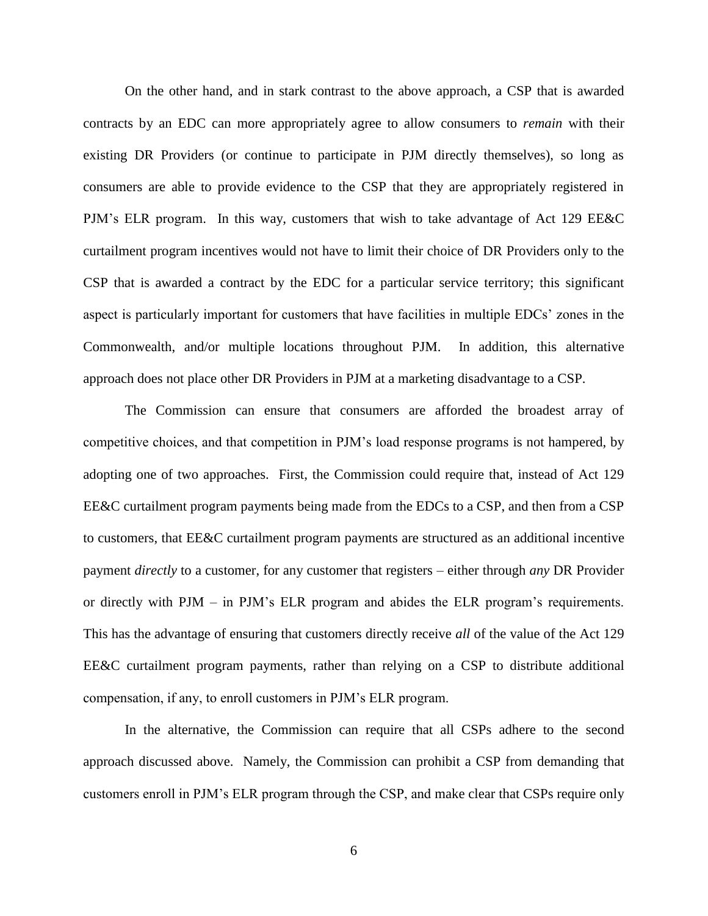On the other hand, and in stark contrast to the above approach, a CSP that is awarded contracts by an EDC can more appropriately agree to allow consumers to *remain* with their existing DR Providers (or continue to participate in PJM directly themselves), so long as consumers are able to provide evidence to the CSP that they are appropriately registered in PJM's ELR program. In this way, customers that wish to take advantage of Act 129 EE&C curtailment program incentives would not have to limit their choice of DR Providers only to the CSP that is awarded a contract by the EDC for a particular service territory; this significant aspect is particularly important for customers that have facilities in multiple EDCs' zones in the Commonwealth, and/or multiple locations throughout PJM. In addition, this alternative approach does not place other DR Providers in PJM at a marketing disadvantage to a CSP.

The Commission can ensure that consumers are afforded the broadest array of competitive choices, and that competition in PJM's load response programs is not hampered, by adopting one of two approaches. First, the Commission could require that, instead of Act 129 EE&C curtailment program payments being made from the EDCs to a CSP, and then from a CSP to customers, that EE&C curtailment program payments are structured as an additional incentive payment *directly* to a customer, for any customer that registers – either through *any* DR Provider or directly with PJM – in PJM's ELR program and abides the ELR program's requirements. This has the advantage of ensuring that customers directly receive *all* of the value of the Act 129 EE&C curtailment program payments, rather than relying on a CSP to distribute additional compensation, if any, to enroll customers in PJM's ELR program.

In the alternative, the Commission can require that all CSPs adhere to the second approach discussed above. Namely, the Commission can prohibit a CSP from demanding that customers enroll in PJM's ELR program through the CSP, and make clear that CSPs require only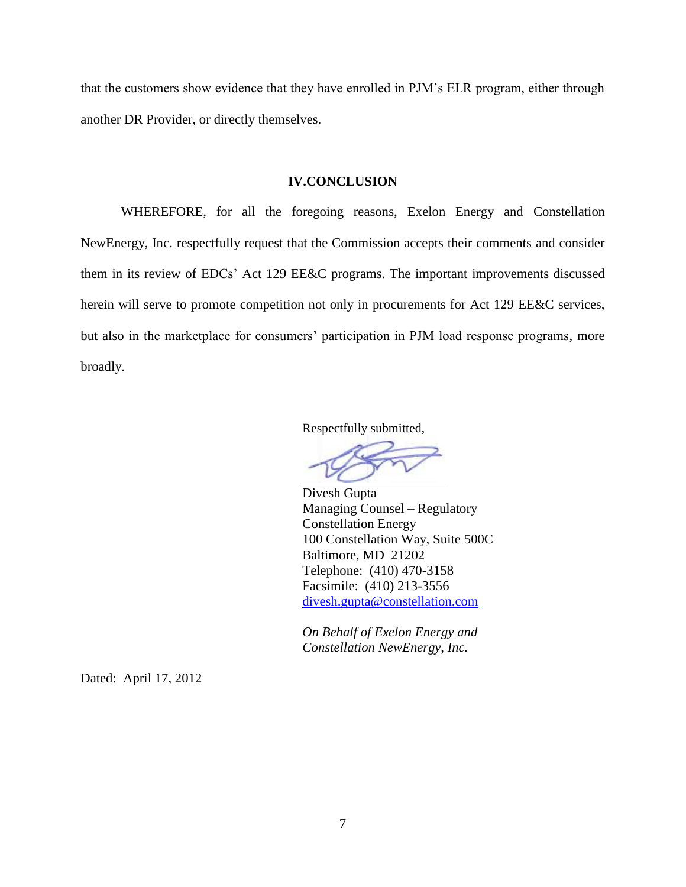that the customers show evidence that they have enrolled in PJM's ELR program, either through another DR Provider, or directly themselves.

## IV.CONCLUSION

WHEREFORE, for all the foregoing reasons, Exelon Energy and Constellation NewEnergy, Inc. respectfully request that the Commission accepts their comments and consider them in its review of EDCs' Act 129 EE&C programs. The important improvements discussed herein will serve to promote competition not only in procurements for Act 129 EE&C services, but also in the marketplace for consumers' participation in PJM load response programs, more broadly.

Respectfully submitted,

Divesh Gupta
Managing Counsel – Regulatory
Constellation Energy
100 Constellation Way, Suite 500C
Baltimore, MD 21202
Telephone: (410) 470-3158
Facsimile: (410) 213-3556
divesh.gupta@constellation.com

*On Behalf of Exelon Energy and Constellation NewEnergy, Inc.*

Dated: April 17, 2012